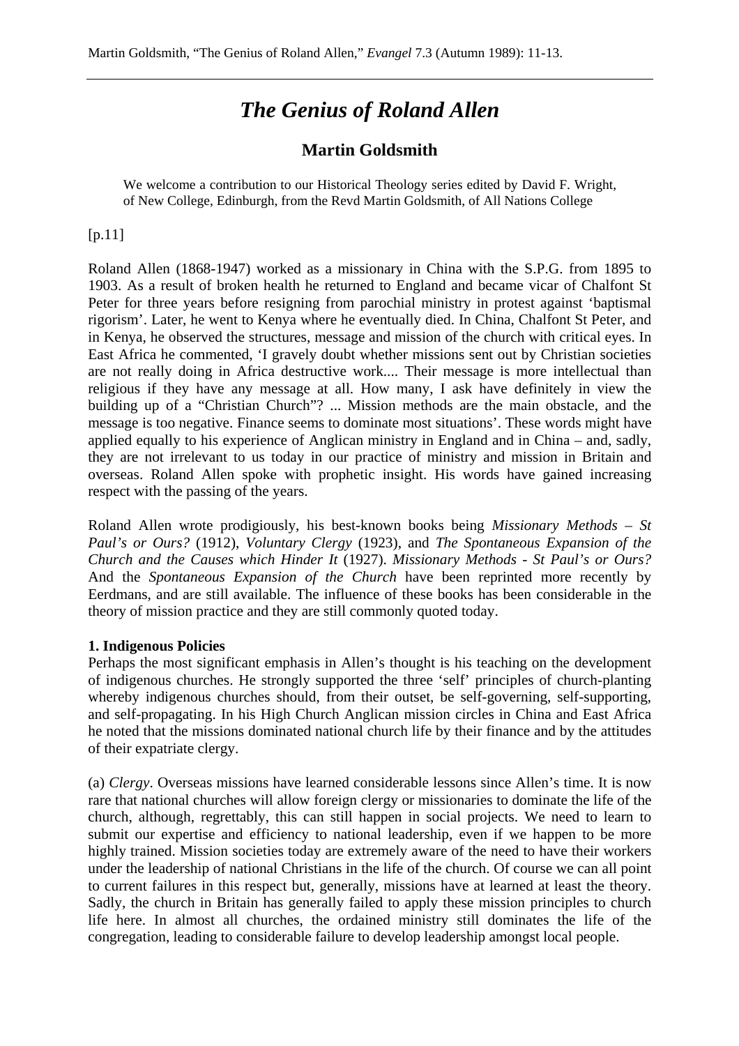Martin Goldsmith, "The Genius of Roland Allen," *Evangel* 7.3 (Autumn 1989): 11-13.

# *The Genius of Roland Allen*

## Martin Goldsmith

We welcome a contribution to our Historical Theology series edited by David F. Wright, of New College, Edinburgh, from the Revd Martin Goldsmith, of All Nations College

[p.11]

Roland Allen (1868-1947) worked as a missionary in China with the S.P.G. from 1895 to 1903. As a result of broken health he returned to England and became vicar of Chalfont St Peter for three years before resigning from parochial ministry in protest against 'baptismal rigorism'. Later, he went to Kenya where he eventually died. In China, Chalfont St Peter, and in Kenya, he observed the structures, message and mission of the church with critical eyes. In East Africa he commented, 'I gravely doubt whether missions sent out by Christian societies are not really doing in Africa destructive work.... Their message is more intellectual than religious if they have any message at all. How many, I ask have definitely in view the building up of a "Christian Church"? ... Mission methods are the main obstacle, and the message is too negative. Finance seems to dominate most situations'. These words might have applied equally to his experience of Anglican ministry in England and in China – and, sadly, they are not irrelevant to us today in our practice of ministry and mission in Britain and overseas. Roland Allen spoke with prophetic insight. His words have gained increasing respect with the passing of the years.

Roland Allen wrote prodigiously, his best-known books being *Missionary Methods – St Paul's or Ours?* (1912), *Voluntary Clergy* (1923), and *The Spontaneous Expansion of the Church and the Causes which Hinder It* (1927). *Missionary Methods - St Paul's or Ours?* And the *Spontaneous Expansion of the Church* have been reprinted more recently by Eerdmans, and are still available. The influence of these books has been considerable in the theory of mission practice and they are still commonly quoted today.

**1. Indigenous Policies**

Perhaps the most significant emphasis in Allen's thought is his teaching on the development of indigenous churches. He strongly supported the three 'self' principles of church-planting whereby indigenous churches should, from their outset, be self-governing, self-supporting, and self-propagating. In his High Church Anglican mission circles in China and East Africa he noted that the missions dominated national church life by their finance and by the attitudes of their expatriate clergy.

(a) *Clergy*. Overseas missions have learned considerable lessons since Allen's time. It is now rare that national churches will allow foreign clergy or missionaries to dominate the life of the church, although, regrettably, this can still happen in social projects. We need to learn to submit our expertise and efficiency to national leadership, even if we happen to be more highly trained. Mission societies today are extremely aware of the need to have their workers under the leadership of national Christians in the life of the church. Of course we can all point to current failures in this respect but, generally, missions have at learned at least the theory. Sadly, the church in Britain has generally failed to apply these mission principles to church life here. In almost all churches, the ordained ministry still dominates the life of the congregation, leading to considerable failure to develop leadership amongst local people.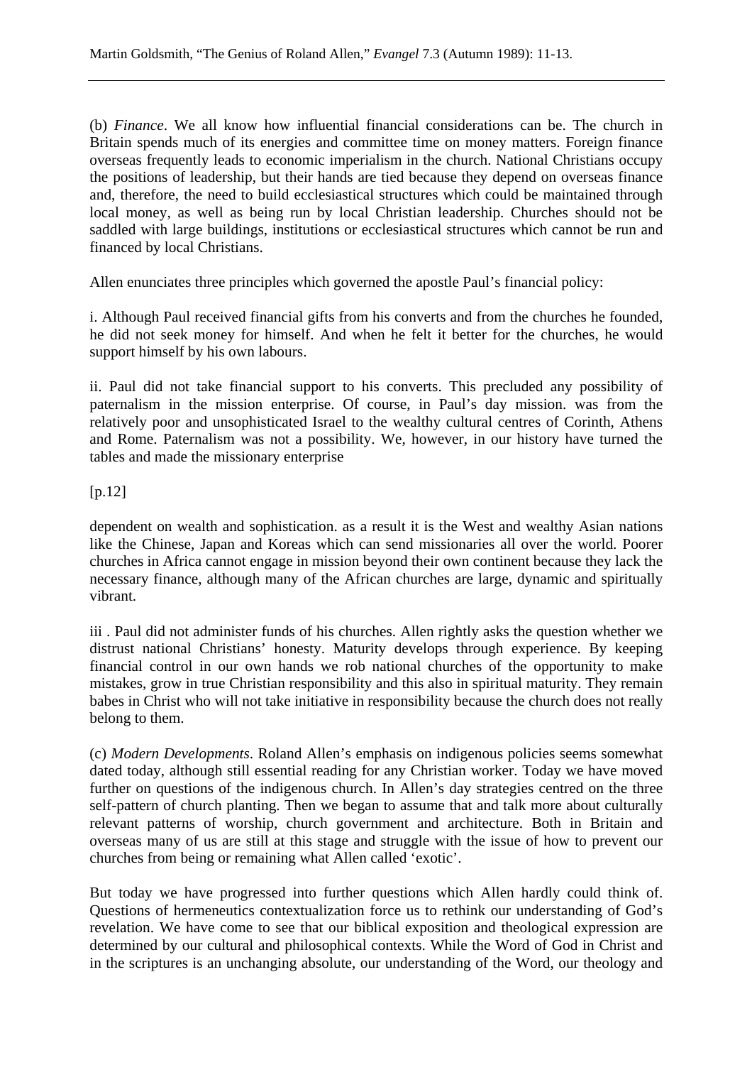(b) *Finance*. We all know how influential financial considerations can be. The church in Britain spends much of its energies and committee time on money matters. Foreign finance overseas frequently leads to economic imperialism in the church. National Christians occupy the positions of leadership, but their hands are tied because they depend on overseas finance and, therefore, the need to build ecclesiastical structures which could be maintained through local money, as well as being run by local Christian leadership. Churches should not be saddled with large buildings, institutions or ecclesiastical structures which cannot be run and financed by local Christians.

Allen enunciates three principles which governed the apostle Paul's financial policy:

i. Although Paul received financial gifts from his converts and from the churches he founded, he did not seek money for himself. And when he felt it better for the churches, he would support himself by his own labours.

ii. Paul did not take financial support to his converts. This precluded any possibility of paternalism in the mission enterprise. Of course, in Paul's day mission. was from the relatively poor and unsophisticated Israel to the wealthy cultural centres of Corinth, Athens and Rome. Paternalism was not a possibility. We, however, in our history have turned the tables and made the missionary enterprise

[p.12]

dependent on wealth and sophistication. as a result it is the West and wealthy Asian nations like the Chinese, Japan and Koreas which can send missionaries all over the world. Poorer churches in Africa cannot engage in mission beyond their own continent because they lack the necessary finance, although many of the African churches are large, dynamic and spiritually vibrant.

iii . Paul did not administer funds of his churches. Allen rightly asks the question whether we distrust national Christians' honesty. Maturity develops through experience. By keeping financial control in our own hands we rob national churches of the opportunity to make mistakes, grow in true Christian responsibility and this also in spiritual maturity. They remain babes in Christ who will not take initiative in responsibility because the church does not really belong to them.

(c) *Modern Developments*. Roland Allen's emphasis on indigenous policies seems somewhat dated today, although still essential reading for any Christian worker. Today we have moved further on questions of the indigenous church. In Allen's day strategies centred on the three self-pattern of church planting. Then we began to assume that and talk more about culturally relevant patterns of worship, church government and architecture. Both in Britain and overseas many of us are still at this stage and struggle with the issue of how to prevent our churches from being or remaining what Allen called 'exotic'.

But today we have progressed into further questions which Allen hardly could think of. Questions of hermeneutics contextualization force us to rethink our understanding of God's revelation. We have come to see that our biblical exposition and theological expression are determined by our cultural and philosophical contexts. While the Word of God in Christ and in the scriptures is an unchanging absolute, our understanding of the Word, our theology and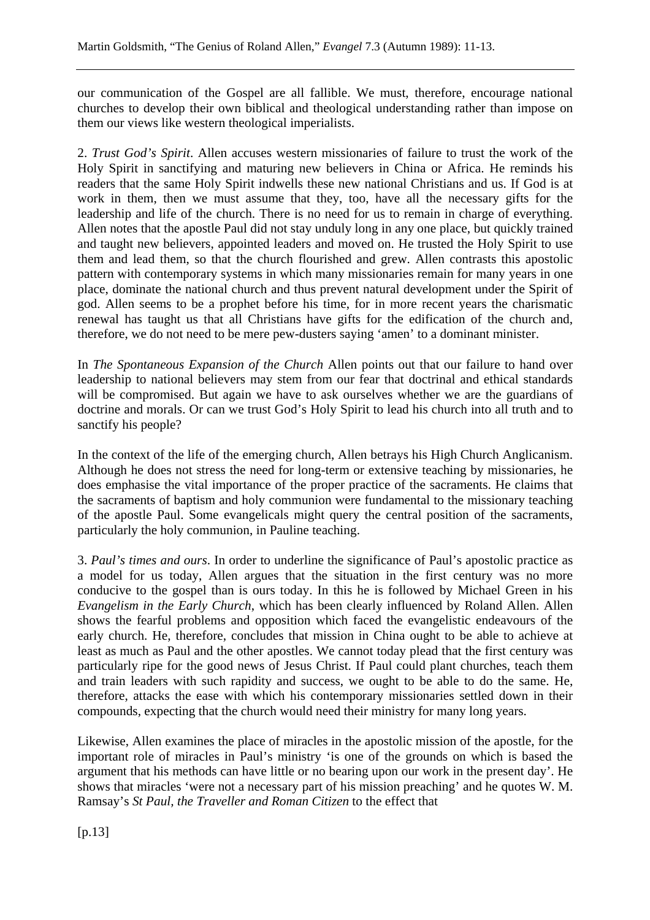our communication of the Gospel are all fallible. We must, therefore, encourage national churches to develop their own biblical and theological understanding rather than impose on them our views like western theological imperialists.

2. *Trust God's Spirit*. Allen accuses western missionaries of failure to trust the work of the Holy Spirit in sanctifying and maturing new believers in China or Africa. He reminds his readers that the same Holy Spirit indwells these new national Christians and us. If God is at work in them, then we must assume that they, too, have all the necessary gifts for the leadership and life of the church. There is no need for us to remain in charge of everything. Allen notes that the apostle Paul did not stay unduly long in any one place, but quickly trained and taught new believers, appointed leaders and moved on. He trusted the Holy Spirit to use them and lead them, so that the church flourished and grew. Allen contrasts this apostolic pattern with contemporary systems in which many missionaries remain for many years in one place, dominate the national church and thus prevent natural development under the Spirit of god. Allen seems to be a prophet before his time, for in more recent years the charismatic renewal has taught us that all Christians have gifts for the edification of the church and, therefore, we do not need to be mere pew-dusters saying 'amen' to a dominant minister.

In *The Spontaneous Expansion of the Church* Allen points out that our failure to hand over leadership to national believers may stem from our fear that doctrinal and ethical standards will be compromised. But again we have to ask ourselves whether we are the guardians of doctrine and morals. Or can we trust God's Holy Spirit to lead his church into all truth and to sanctify his people?

In the context of the life of the emerging church, Allen betrays his High Church Anglicanism. Although he does not stress the need for long-term or extensive teaching by missionaries, he does emphasise the vital importance of the proper practice of the sacraments. He claims that the sacraments of baptism and holy communion were fundamental to the missionary teaching of the apostle Paul. Some evangelicals might query the central position of the sacraments, particularly the holy communion, in Pauline teaching.

3. *Paul's times and ours*. In order to underline the significance of Paul's apostolic practice as a model for us today, Allen argues that the situation in the first century was no more conducive to the gospel than is ours today. In this he is followed by Michael Green in his *Evangelism in the Early Church*, which has been clearly influenced by Roland Allen. Allen shows the fearful problems and opposition which faced the evangelistic endeavours of the early church. He, therefore, concludes that mission in China ought to be able to achieve at least as much as Paul and the other apostles. We cannot today plead that the first century was particularly ripe for the good news of Jesus Christ. If Paul could plant churches, teach them and train leaders with such rapidity and success, we ought to be able to do the same. He, therefore, attacks the ease with which his contemporary missionaries settled down in their compounds, expecting that the church would need their ministry for many long years.

Likewise, Allen examines the place of miracles in the apostolic mission of the apostle, for the important role of miracles in Paul's ministry 'is one of the grounds on which is based the argument that his methods can have little or no bearing upon our work in the present day'. He shows that miracles 'were not a necessary part of his mission preaching' and he quotes W. M. Ramsay's *St Paul, the Traveller and Roman Citizen* to the effect that

[p.13]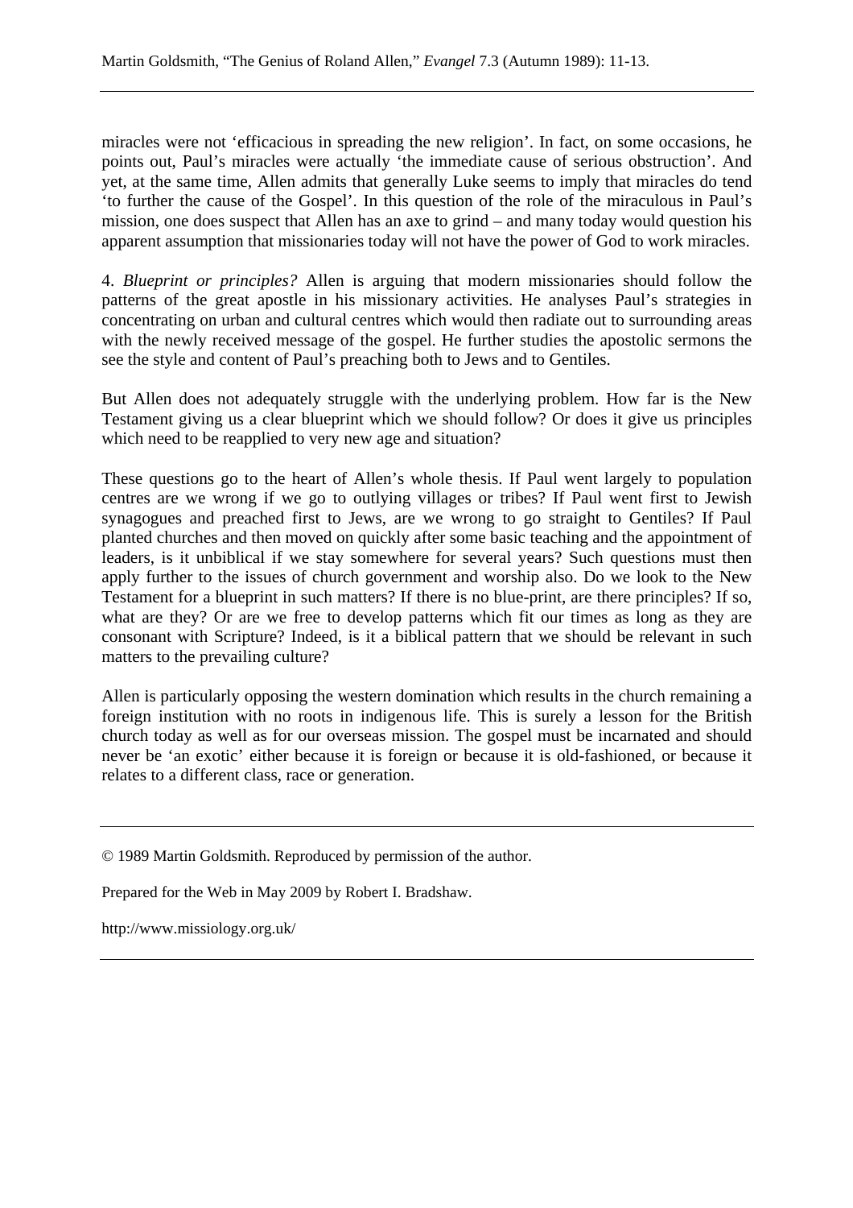miracles were not 'efficacious in spreading the new religion'. In fact, on some occasions, he points out, Paul's miracles were actually 'the immediate cause of serious obstruction'. And yet, at the same time, Allen admits that generally Luke seems to imply that miracles do tend 'to further the cause of the Gospel'. In this question of the role of the miraculous in Paul's mission, one does suspect that Allen has an axe to grind – and many today would question his apparent assumption that missionaries today will not have the power of God to work miracles.

4. *Blueprint or principles?* Allen is arguing that modern missionaries should follow the patterns of the great apostle in his missionary activities. He analyses Paul's strategies in concentrating on urban and cultural centres which would then radiate out to surrounding areas with the newly received message of the gospel. He further studies the apostolic sermons the see the style and content of Paul's preaching both to Jews and to Gentiles.

But Allen does not adequately struggle with the underlying problem. How far is the New Testament giving us a clear blueprint which we should follow? Or does it give us principles which need to be reapplied to very new age and situation?

These questions go to the heart of Allen's whole thesis. If Paul went largely to population centres are we wrong if we go to outlying villages or tribes? If Paul went first to Jewish synagogues and preached first to Jews, are we wrong to go straight to Gentiles? If Paul planted churches and then moved on quickly after some basic teaching and the appointment of leaders, is it unbiblical if we stay somewhere for several years? Such questions must then apply further to the issues of church government and worship also. Do we look to the New Testament for a blueprint in such matters? If there is no blue-print, are there principles? If so, what are they? Or are we free to develop patterns which fit our times as long as they are consonant with Scripture? Indeed, is it a biblical pattern that we should be relevant in such matters to the prevailing culture?

Allen is particularly opposing the western domination which results in the church remaining a foreign institution with no roots in indigenous life. This is surely a lesson for the British church today as well as for our overseas mission. The gospel must be incarnated and should never be 'an exotic' either because it is foreign or because it is old-fashioned, or because it relates to a different class, race or generation.

---

© 1989 Martin Goldsmith. Reproduced by permission of the author.

Prepared for the Web in May 2009 by Robert I. Bradshaw.

http://www.missiology.org.uk/